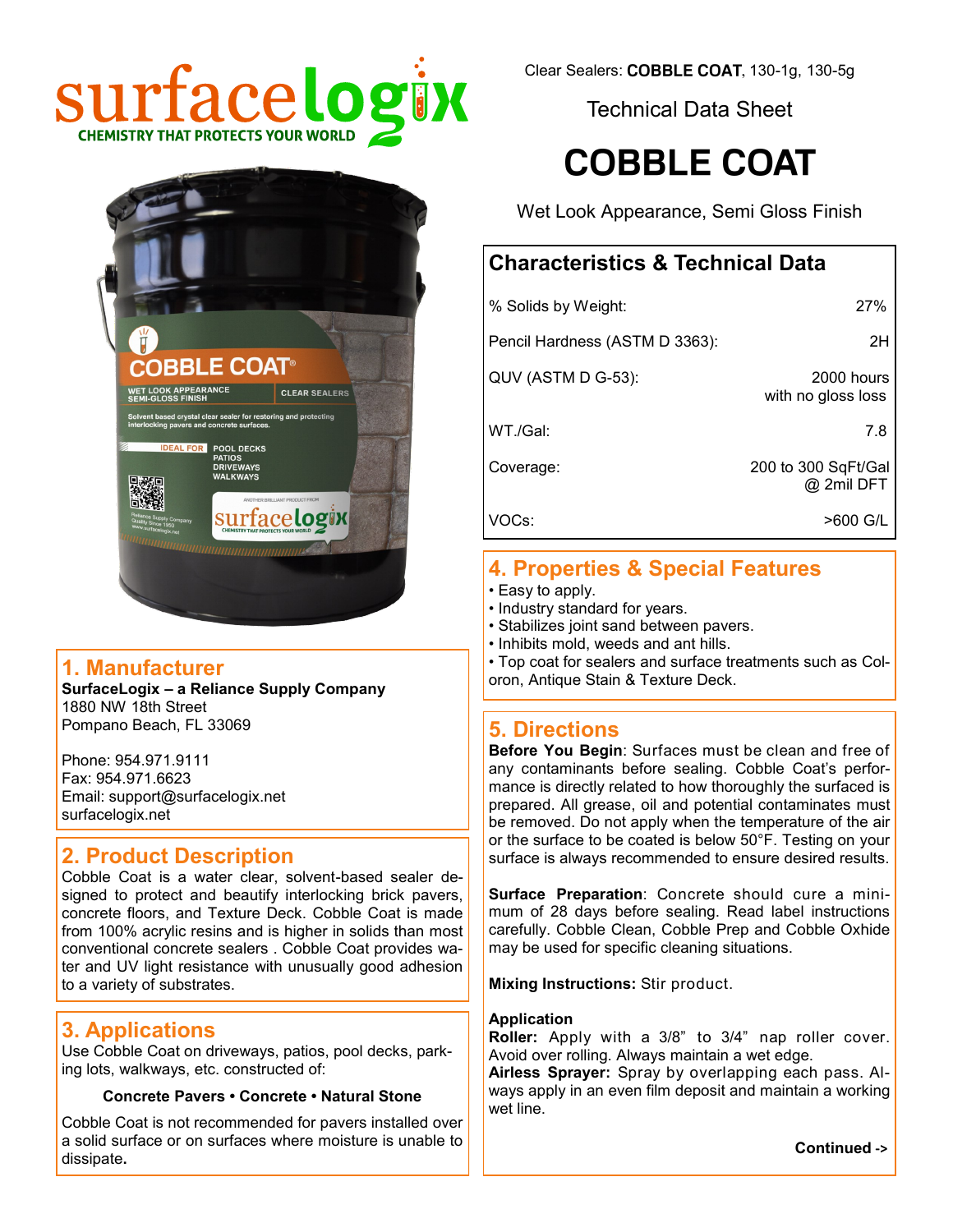Clear Sealers: **COBBLE COAT**, 130-1g, 130-5g

Technical Data Sheet

# COBBLE COAT

Wet Look Appearance, Semi Gloss Finish

## Characteristics & Technical Data

| | |
|---|---|
| % Solids by Weight: | 27% |
| Pencil Hardness (ASTM D 3363): | 2H |
| QUV (ASTM D G-53): | 2000 hours with no gloss loss |
| WT./Gal: | 7.8 |
| Coverage: | 200 to 300 SqFt/Gal @ 2mil DFT |
| VOCs: | >600 G/L |

## 1. Manufacturer

**SurfaceLogix – a Reliance Supply Company**
1880 NW 18th Street
Pompano Beach, FL 33069

Phone: 954.971.9111
Fax: 954.971.6623
Email: support@surfacelogix.net
surfacelogix.net

## 2. Product Description

Cobble Coat is a water clear, solvent-based sealer designed to protect and beautify interlocking brick pavers, concrete floors, and Texture Deck. Cobble Coat is made from 100% acrylic resins and is higher in solids than most conventional concrete sealers . Cobble Coat provides water and UV light resistance with unusually good adhesion to a variety of substrates.

## 3. Applications

Use Cobble Coat on driveways, patios, pool decks, parking lots, walkways, etc. constructed of:

**Concrete Pavers • Concrete • Natural Stone**

Cobble Coat is not recommended for pavers installed over a solid surface or on surfaces where moisture is unable to dissipate**.**

## 4. Properties & Special Features

- Easy to apply.
- Industry standard for years.
- Stabilizes joint sand between pavers.
- Inhibits mold, weeds and ant hills.
- Top coat for sealers and surface treatments such as Coloron, Antique Stain & Texture Deck.

## 5. Directions

**Before You Begin**: Surfaces must be clean and free of any contaminants before sealing. Cobble Coat's performance is directly related to how thoroughly the surfaced is prepared. All grease, oil and potential contaminates must be removed. Do not apply when the temperature of the air or the surface to be coated is below 50°F. Testing on your surface is always recommended to ensure desired results.

**Surface Preparation**: Concrete should cure a minimum of 28 days before sealing. Read label instructions carefully. Cobble Clean, Cobble Prep and Cobble Oxhide may be used for specific cleaning situations.

**Mixing Instructions:** Stir product.

**Application**
**Roller:** Apply with a 3/8" to 3/4" nap roller cover. Avoid over rolling. Always maintain a wet edge.
**Airless Sprayer:** Spray by overlapping each pass. Always apply in an even film deposit and maintain a working wet line.

**Continued ->**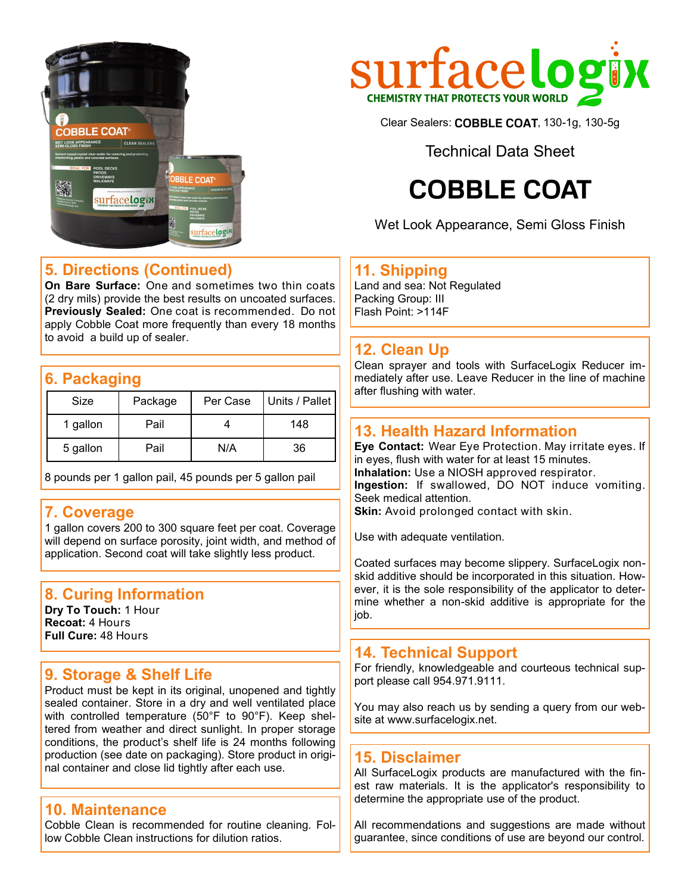surfacelogix

CHEMISTRY THAT PROTECTS YOUR WORLD

Clear Sealers: **COBBLE COAT**, 130-1g, 130-5g

Technical Data Sheet

# COBBLE COAT

Wet Look Appearance, Semi Gloss Finish

## 5. Directions (Continued)

**On Bare Surface:** One and sometimes two thin coats (2 dry mils) provide the best results on uncoated surfaces. **Previously Sealed:** One coat is recommended. Do not apply Cobble Coat more frequently than every 18 months to avoid a build up of sealer.

## 6. Packaging

| Size | Package | Per Case | Units / Pallet |
|---|---|---|---|
| 1 gallon | Pail | 4 | 148 |
| 5 gallon | Pail | N/A | 36 |

8 pounds per 1 gallon pail, 45 pounds per 5 gallon pail

## 7. Coverage

1 gallon covers 200 to 300 square feet per coat. Coverage will depend on surface porosity, joint width, and method of application. Second coat will take slightly less product.

## 8. Curing Information

**Dry To Touch:** 1 Hour
**Recoat:** 4 Hours
**Full Cure:** 48 Hours

## 9. Storage & Shelf Life

Product must be kept in its original, unopened and tightly sealed container. Store in a dry and well ventilated place with controlled temperature (50°F to 90°F). Keep sheltered from weather and direct sunlight. In proper storage conditions, the product's shelf life is 24 months following production (see date on packaging). Store product in original container and close lid tightly after each use.

## 10. Maintenance

Cobble Clean is recommended for routine cleaning. Follow Cobble Clean instructions for dilution ratios.

## 11. Shipping

Land and sea: Not Regulated
Packing Group: III
Flash Point: >114F

## 12. Clean Up

Clean sprayer and tools with SurfaceLogix Reducer immediately after use. Leave Reducer in the line of machine after flushing with water.

## 13. Health Hazard Information

**Eye Contact:** Wear Eye Protection. May irritate eyes. If in eyes, flush with water for at least 15 minutes.
**Inhalation:** Use a NIOSH approved respirator.
**Ingestion:** If swallowed, DO NOT induce vomiting. Seek medical attention.
**Skin:** Avoid prolonged contact with skin.

Use with adequate ventilation.

Coated surfaces may become slippery. SurfaceLogix non-skid additive should be incorporated in this situation. However, it is the sole responsibility of the applicator to determine whether a non-skid additive is appropriate for the job.

## 14. Technical Support

For friendly, knowledgeable and courteous technical support please call 954.971.9111.

You may also reach us by sending a query from our website at www.surfacelogix.net.

## 15. Disclaimer

All SurfaceLogix products are manufactured with the finest raw materials. It is the applicator's responsibility to determine the appropriate use of the product.

All recommendations and suggestions are made without guarantee, since conditions of use are beyond our control.